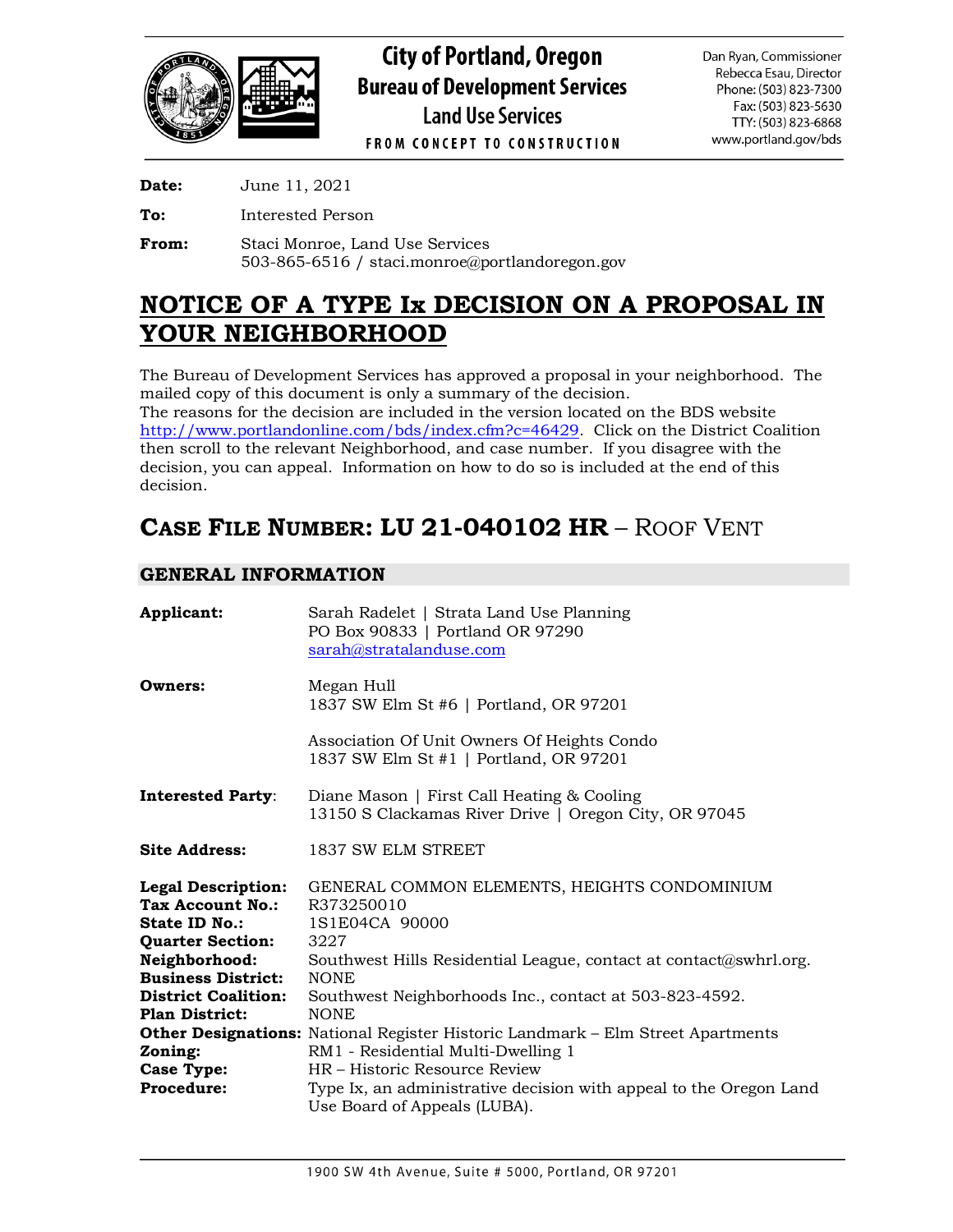# City of Portland, Oregon
## Bureau of Development Services
### Land Use Services
FROM CONCEPT TO CONSTRUCTION

Dan Ryan, Commissioner
Rebecca Esau, Director
Phone: (503) 823-7300
Fax: (503) 823-5630
TTY: (503) 823-6868
www.portland.gov/bds

**Date:** June 11, 2021

**To:** Interested Person

**From:** Staci Monroe, Land Use Services
503-865-6516 / staci.monroe@portlandoregon.gov

# NOTICE OF A TYPE Ix DECISION ON A PROPOSAL IN YOUR NEIGHBORHOOD

The Bureau of Development Services has approved a proposal in your neighborhood. The mailed copy of this document is only a summary of the decision.
The reasons for the decision are included in the version located on the BDS website http://www.portlandonline.com/bds/index.cfm?c=46429. Click on the District Coalition then scroll to the relevant Neighborhood, and case number. If you disagree with the decision, you can appeal. Information on how to do so is included at the end of this decision.

# CASE FILE NUMBER: LU 21-040102 HR – ROOF VENT

## GENERAL INFORMATION

**Applicant:** Sarah Radelet | Strata Land Use Planning
PO Box 90833 | Portland OR 97290
sarah@stratalanduse.com

**Owners:** Megan Hull
1837 SW Elm St #6 | Portland, OR 97201

Association Of Unit Owners Of Heights Condo
1837 SW Elm St #1 | Portland, OR 97201

**Interested Party:** Diane Mason | First Call Heating & Cooling
13150 S Clackamas River Drive | Oregon City, OR 97045

**Site Address:** 1837 SW ELM STREET

**Legal Description:** GENERAL COMMON ELEMENTS, HEIGHTS CONDOMINIUM
**Tax Account No.:** R373250010
**State ID No.:** 1S1E04CA 90000
**Quarter Section:** 3227
**Neighborhood:** Southwest Hills Residential League, contact at contact@swhrl.org.
**Business District:** NONE
**District Coalition:** Southwest Neighborhoods Inc., contact at 503-823-4592.
**Plan District:** NONE
**Other Designations:** National Register Historic Landmark – Elm Street Apartments
**Zoning:** RM1 - Residential Multi-Dwelling 1
**Case Type:** HR – Historic Resource Review
**Procedure:** Type Ix, an administrative decision with appeal to the Oregon Land Use Board of Appeals (LUBA).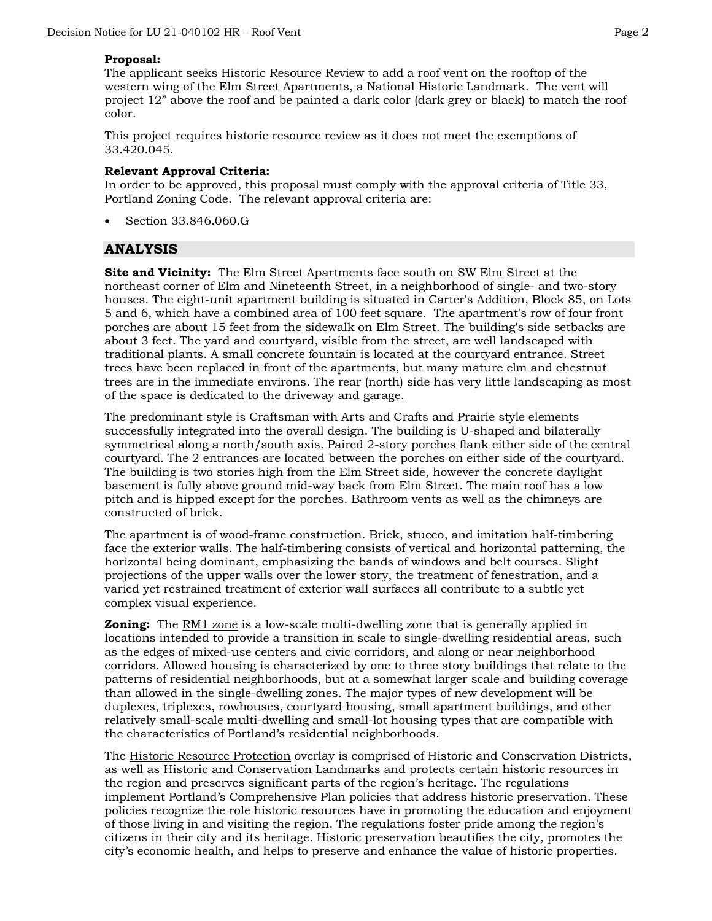**Proposal:**
The applicant seeks Historic Resource Review to add a roof vent on the rooftop of the western wing of the Elm Street Apartments, a National Historic Landmark. The vent will project 12" above the roof and be painted a dark color (dark grey or black) to match the roof color.

This project requires historic resource review as it does not meet the exemptions of 33.420.045.

**Relevant Approval Criteria:**
In order to be approved, this proposal must comply with the approval criteria of Title 33, Portland Zoning Code. The relevant approval criteria are:

- Section 33.846.060.G

## ANALYSIS

**Site and Vicinity:** The Elm Street Apartments face south on SW Elm Street at the northeast corner of Elm and Nineteenth Street, in a neighborhood of single- and two-story houses. The eight-unit apartment building is situated in Carter's Addition, Block 85, on Lots 5 and 6, which have a combined area of 100 feet square. The apartment's row of four front porches are about 15 feet from the sidewalk on Elm Street. The building's side setbacks are about 3 feet. The yard and courtyard, visible from the street, are well landscaped with traditional plants. A small concrete fountain is located at the courtyard entrance. Street trees have been replaced in front of the apartments, but many mature elm and chestnut trees are in the immediate environs. The rear (north) side has very little landscaping as most of the space is dedicated to the driveway and garage.

The predominant style is Craftsman with Arts and Crafts and Prairie style elements successfully integrated into the overall design. The building is U-shaped and bilaterally symmetrical along a north/south axis. Paired 2-story porches flank either side of the central courtyard. The 2 entrances are located between the porches on either side of the courtyard. The building is two stories high from the Elm Street side, however the concrete daylight basement is fully above ground mid-way back from Elm Street. The main roof has a low pitch and is hipped except for the porches. Bathroom vents as well as the chimneys are constructed of brick.

The apartment is of wood-frame construction. Brick, stucco, and imitation half-timbering face the exterior walls. The half-timbering consists of vertical and horizontal patterning, the horizontal being dominant, emphasizing the bands of windows and belt courses. Slight projections of the upper walls over the lower story, the treatment of fenestration, and a varied yet restrained treatment of exterior wall surfaces all contribute to a subtle yet complex visual experience.

**Zoning:** The RM1 zone is a low-scale multi-dwelling zone that is generally applied in locations intended to provide a transition in scale to single-dwelling residential areas, such as the edges of mixed-use centers and civic corridors, and along or near neighborhood corridors. Allowed housing is characterized by one to three story buildings that relate to the patterns of residential neighborhoods, but at a somewhat larger scale and building coverage than allowed in the single-dwelling zones. The major types of new development will be duplexes, triplexes, rowhouses, courtyard housing, small apartment buildings, and other relatively small-scale multi-dwelling and small-lot housing types that are compatible with the characteristics of Portland's residential neighborhoods.

The Historic Resource Protection overlay is comprised of Historic and Conservation Districts, as well as Historic and Conservation Landmarks and protects certain historic resources in the region and preserves significant parts of the region's heritage. The regulations implement Portland's Comprehensive Plan policies that address historic preservation. These policies recognize the role historic resources have in promoting the education and enjoyment of those living in and visiting the region. The regulations foster pride among the region's citizens in their city and its heritage. Historic preservation beautifies the city, promotes the city's economic health, and helps to preserve and enhance the value of historic properties.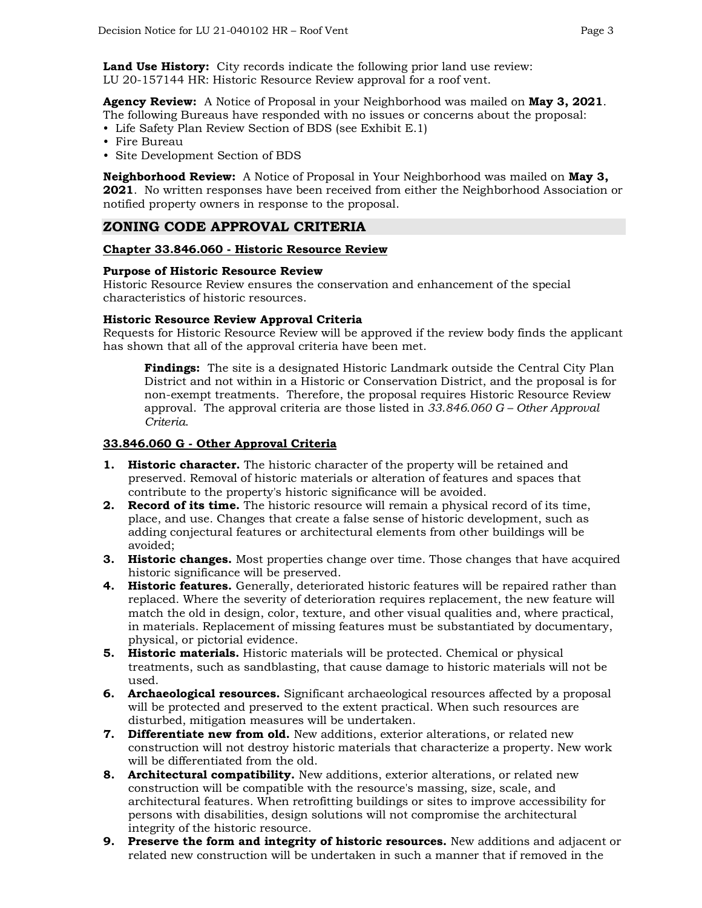**Land Use History:** City records indicate the following prior land use review:
LU 20-157144 HR: Historic Resource Review approval for a roof vent.

**Agency Review:** A Notice of Proposal in your Neighborhood was mailed on **May 3, 2021**. The following Bureaus have responded with no issues or concerns about the proposal:

- Life Safety Plan Review Section of BDS (see Exhibit E.1)
- Fire Bureau
- Site Development Section of BDS

**Neighborhood Review:** A Notice of Proposal in Your Neighborhood was mailed on **May 3, 2021**. No written responses have been received from either the Neighborhood Association or notified property owners in response to the proposal.

## ZONING CODE APPROVAL CRITERIA

### Chapter 33.846.060 - Historic Resource Review

**Purpose of Historic Resource Review**
Historic Resource Review ensures the conservation and enhancement of the special characteristics of historic resources.

**Historic Resource Review Approval Criteria**
Requests for Historic Resource Review will be approved if the review body finds the applicant has shown that all of the approval criteria have been met.

> **Findings:** The site is a designated Historic Landmark outside the Central City Plan District and not within in a Historic or Conservation District, and the proposal is for non-exempt treatments. Therefore, the proposal requires Historic Resource Review approval. The approval criteria are those listed in *33.846.060 G – Other Approval Criteria*.

### 33.846.060 G - Other Approval Criteria

1. **Historic character.** The historic character of the property will be retained and preserved. Removal of historic materials or alteration of features and spaces that contribute to the property's historic significance will be avoided.
2. **Record of its time.** The historic resource will remain a physical record of its time, place, and use. Changes that create a false sense of historic development, such as adding conjectural features or architectural elements from other buildings will be avoided;
3. **Historic changes.** Most properties change over time. Those changes that have acquired historic significance will be preserved.
4. **Historic features.** Generally, deteriorated historic features will be repaired rather than replaced. Where the severity of deterioration requires replacement, the new feature will match the old in design, color, texture, and other visual qualities and, where practical, in materials. Replacement of missing features must be substantiated by documentary, physical, or pictorial evidence.
5. **Historic materials.** Historic materials will be protected. Chemical or physical treatments, such as sandblasting, that cause damage to historic materials will not be used.
6. **Archaeological resources.** Significant archaeological resources affected by a proposal will be protected and preserved to the extent practical. When such resources are disturbed, mitigation measures will be undertaken.
7. **Differentiate new from old.** New additions, exterior alterations, or related new construction will not destroy historic materials that characterize a property. New work will be differentiated from the old.
8. **Architectural compatibility.** New additions, exterior alterations, or related new construction will be compatible with the resource's massing, size, scale, and architectural features. When retrofitting buildings or sites to improve accessibility for persons with disabilities, design solutions will not compromise the architectural integrity of the historic resource.
9. **Preserve the form and integrity of historic resources.** New additions and adjacent or related new construction will be undertaken in such a manner that if removed in the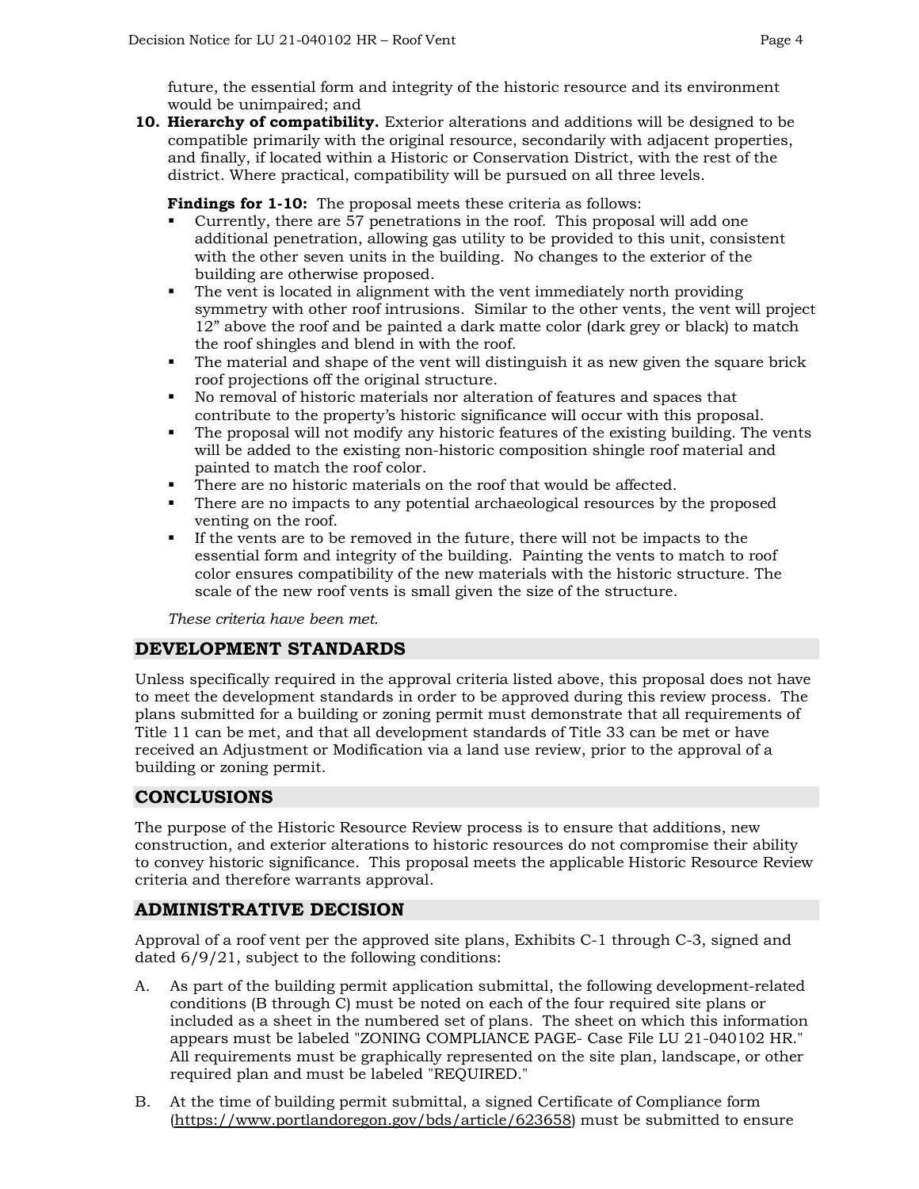future, the essential form and integrity of the historic resource and its environment would be unimpaired; and

**10. Hierarchy of compatibility.** Exterior alterations and additions will be designed to be compatible primarily with the original resource, secondarily with adjacent properties, and finally, if located within a Historic or Conservation District, with the rest of the district. Where practical, compatibility will be pursued on all three levels.

**Findings for 1-10:** The proposal meets these criteria as follows:

- Currently, there are 57 penetrations in the roof. This proposal will add one additional penetration, allowing gas utility to be provided to this unit, consistent with the other seven units in the building. No changes to the exterior of the building are otherwise proposed.
- The vent is located in alignment with the vent immediately north providing symmetry with other roof intrusions. Similar to the other vents, the vent will project 12" above the roof and be painted a dark matte color (dark grey or black) to match the roof shingles and blend in with the roof.
- The material and shape of the vent will distinguish it as new given the square brick roof projections off the original structure.
- No removal of historic materials nor alteration of features and spaces that contribute to the property's historic significance will occur with this proposal.
- The proposal will not modify any historic features of the existing building. The vents will be added to the existing non-historic composition shingle roof material and painted to match the roof color.
- There are no historic materials on the roof that would be affected.
- There are no impacts to any potential archaeological resources by the proposed venting on the roof.
- If the vents are to be removed in the future, there will not be impacts to the essential form and integrity of the building. Painting the vents to match to roof color ensures compatibility of the new materials with the historic structure. The scale of the new roof vents is small given the size of the structure.

*These criteria have been met.*

## DEVELOPMENT STANDARDS

Unless specifically required in the approval criteria listed above, this proposal does not have to meet the development standards in order to be approved during this review process. The plans submitted for a building or zoning permit must demonstrate that all requirements of Title 11 can be met, and that all development standards of Title 33 can be met or have received an Adjustment or Modification via a land use review, prior to the approval of a building or zoning permit.

## CONCLUSIONS

The purpose of the Historic Resource Review process is to ensure that additions, new construction, and exterior alterations to historic resources do not compromise their ability to convey historic significance. This proposal meets the applicable Historic Resource Review criteria and therefore warrants approval.

## ADMINISTRATIVE DECISION

Approval of a roof vent per the approved site plans, Exhibits C-1 through C-3, signed and dated 6/9/21, subject to the following conditions:

A. As part of the building permit application submittal, the following development-related conditions (B through C) must be noted on each of the four required site plans or included as a sheet in the numbered set of plans. The sheet on which this information appears must be labeled "ZONING COMPLIANCE PAGE- Case File LU 21-040102 HR." All requirements must be graphically represented on the site plan, landscape, or other required plan and must be labeled "REQUIRED."

B. At the time of building permit submittal, a signed Certificate of Compliance form (https://www.portlandoregon.gov/bds/article/623658) must be submitted to ensure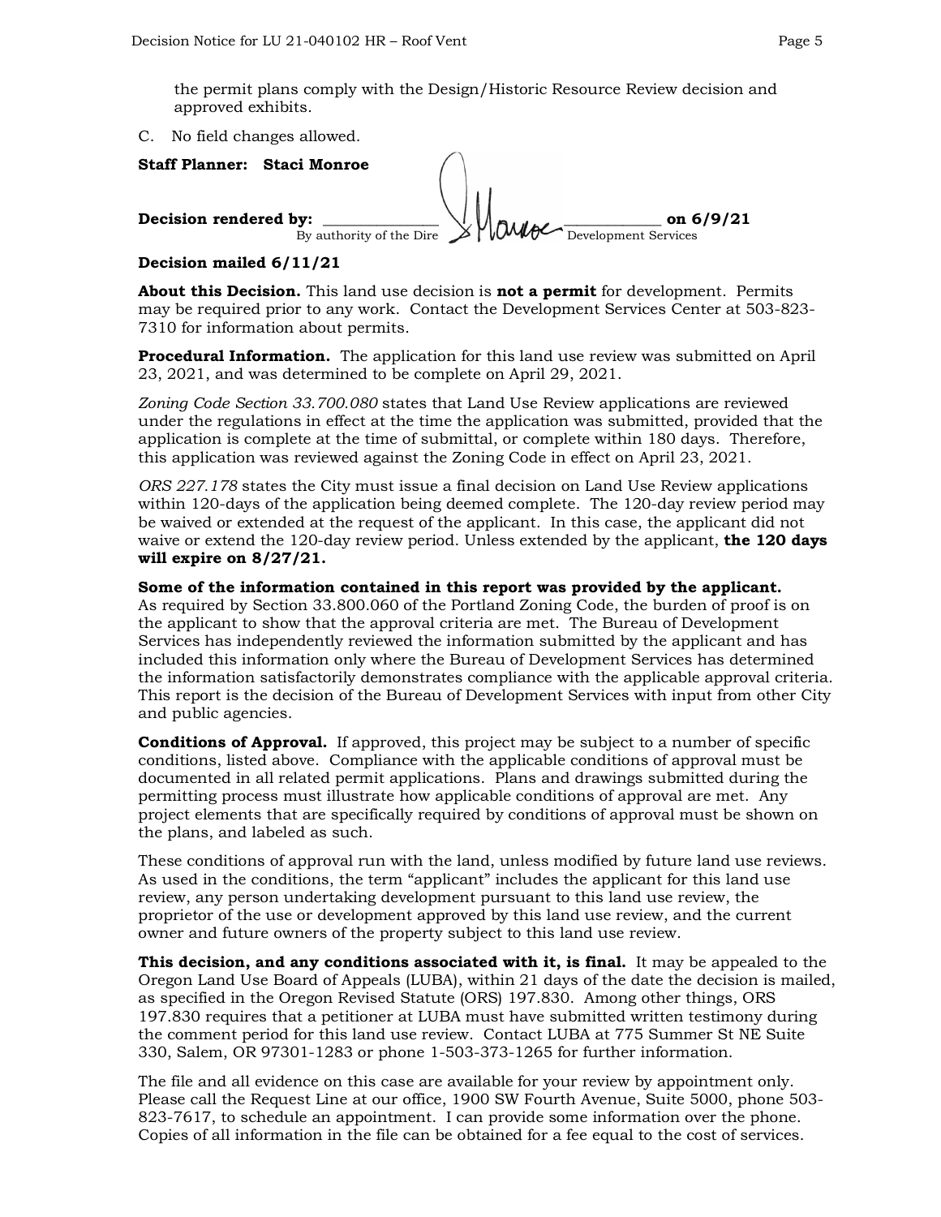the permit plans comply with the Design/Historic Resource Review decision and approved exhibits.

C. No field changes allowed.

**Staff Planner: Staci Monroe**

**Decision rendered by:** ______________ ______________ **on 6/9/21**
By authority of the Dire Development Services

**Decision mailed 6/11/21**

**About this Decision.** This land use decision is **not a permit** for development. Permits may be required prior to any work. Contact the Development Services Center at 503-823-7310 for information about permits.

**Procedural Information.** The application for this land use review was submitted on April 23, 2021, and was determined to be complete on April 29, 2021.

*Zoning Code Section 33.700.080* states that Land Use Review applications are reviewed under the regulations in effect at the time the application was submitted, provided that the application is complete at the time of submittal, or complete within 180 days. Therefore, this application was reviewed against the Zoning Code in effect on April 23, 2021.

*ORS 227.178* states the City must issue a final decision on Land Use Review applications within 120-days of the application being deemed complete. The 120-day review period may be waived or extended at the request of the applicant. In this case, the applicant did not waive or extend the 120-day review period. Unless extended by the applicant, **the 120 days will expire on 8/27/21.**

**Some of the information contained in this report was provided by the applicant.** As required by Section 33.800.060 of the Portland Zoning Code, the burden of proof is on the applicant to show that the approval criteria are met. The Bureau of Development Services has independently reviewed the information submitted by the applicant and has included this information only where the Bureau of Development Services has determined the information satisfactorily demonstrates compliance with the applicable approval criteria. This report is the decision of the Bureau of Development Services with input from other City and public agencies.

**Conditions of Approval.** If approved, this project may be subject to a number of specific conditions, listed above. Compliance with the applicable conditions of approval must be documented in all related permit applications. Plans and drawings submitted during the permitting process must illustrate how applicable conditions of approval are met. Any project elements that are specifically required by conditions of approval must be shown on the plans, and labeled as such.

These conditions of approval run with the land, unless modified by future land use reviews. As used in the conditions, the term "applicant" includes the applicant for this land use review, any person undertaking development pursuant to this land use review, the proprietor of the use or development approved by this land use review, and the current owner and future owners of the property subject to this land use review.

**This decision, and any conditions associated with it, is final.** It may be appealed to the Oregon Land Use Board of Appeals (LUBA), within 21 days of the date the decision is mailed, as specified in the Oregon Revised Statute (ORS) 197.830. Among other things, ORS 197.830 requires that a petitioner at LUBA must have submitted written testimony during the comment period for this land use review. Contact LUBA at 775 Summer St NE Suite 330, Salem, OR 97301-1283 or phone 1-503-373-1265 for further information.

The file and all evidence on this case are available for your review by appointment only. Please call the Request Line at our office, 1900 SW Fourth Avenue, Suite 5000, phone 503-823-7617, to schedule an appointment. I can provide some information over the phone. Copies of all information in the file can be obtained for a fee equal to the cost of services.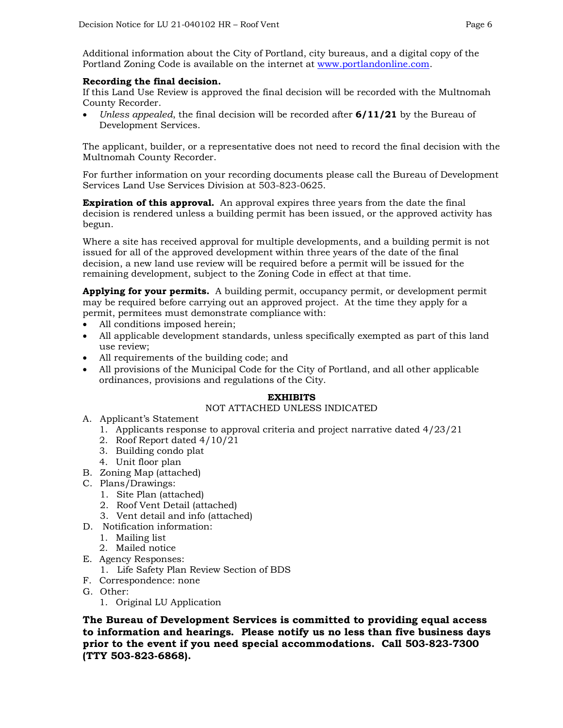Additional information about the City of Portland, city bureaus, and a digital copy of the Portland Zoning Code is available on the internet at [www.portlandonline.com](http://www.portlandonline.com).

**Recording the final decision.**
If this Land Use Review is approved the final decision will be recorded with the Multnomah County Recorder.

- *Unless appealed*, the final decision will be recorded after **6/11/21** by the Bureau of Development Services.

The applicant, builder, or a representative does not need to record the final decision with the Multnomah County Recorder.

For further information on your recording documents please call the Bureau of Development Services Land Use Services Division at 503-823-0625.

**Expiration of this approval.** An approval expires three years from the date the final decision is rendered unless a building permit has been issued, or the approved activity has begun.

Where a site has received approval for multiple developments, and a building permit is not issued for all of the approved development within three years of the date of the final decision, a new land use review will be required before a permit will be issued for the remaining development, subject to the Zoning Code in effect at that time.

**Applying for your permits.** A building permit, occupancy permit, or development permit may be required before carrying out an approved project. At the time they apply for a permit, permitees must demonstrate compliance with:

- All conditions imposed herein;
- All applicable development standards, unless specifically exempted as part of this land use review;
- All requirements of the building code; and
- All provisions of the Municipal Code for the City of Portland, and all other applicable ordinances, provisions and regulations of the City.

**EXHIBITS**

NOT ATTACHED UNLESS INDICATED

A. Applicant's Statement
   1. Applicants response to approval criteria and project narrative dated 4/23/21
   2. Roof Report dated 4/10/21
   3. Building condo plat
   4. Unit floor plan

B. Zoning Map (attached)

C. Plans/Drawings:
   1. Site Plan (attached)
   2. Roof Vent Detail (attached)
   3. Vent detail and info (attached)

D. Notification information:
   1. Mailing list
   2. Mailed notice

E. Agency Responses:
   1. Life Safety Plan Review Section of BDS

F. Correspondence: none

G. Other:
   1. Original LU Application

**The Bureau of Development Services is committed to providing equal access to information and hearings. Please notify us no less than five business days prior to the event if you need special accommodations. Call 503-823-7300 (TTY 503-823-6868).**